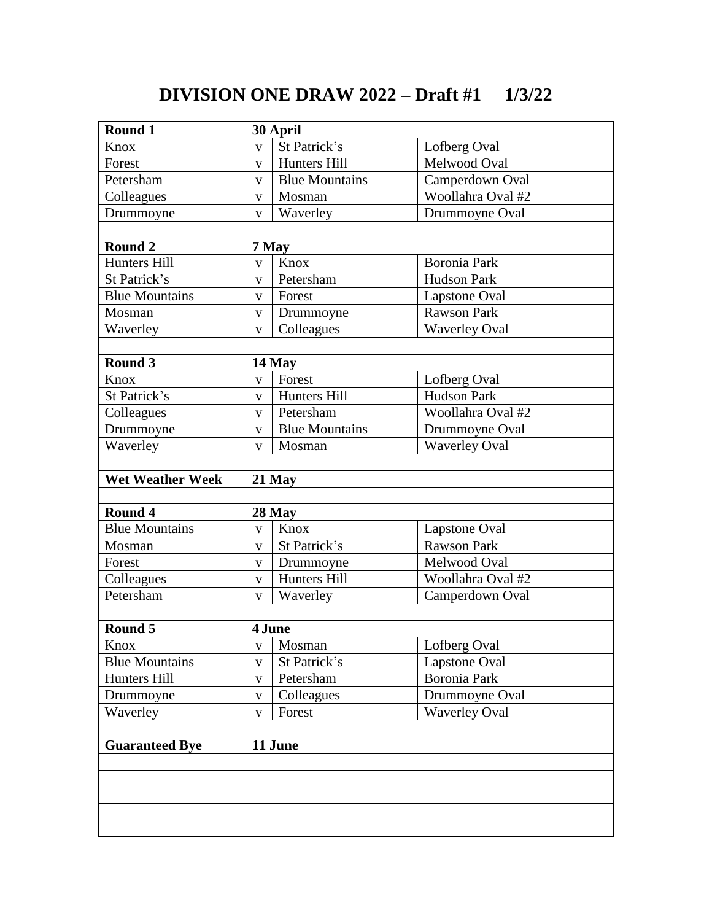# DIVISION ONE DRAW 2022 – Draft #1 1/3/22

| **Round 1** | **30 April** | | |
|---|---|---|---|
| Knox | v | St Patrick's | Lofberg Oval |
| Forest | v | Hunters Hill | Melwood Oval |
| Petersham | v | Blue Mountains | Camperdown Oval |
| Colleagues | v | Mosman | Woollahra Oval #2 |
| Drummoyne | v | Waverley | Drummoyne Oval |
| | | | |
| **Round 2** | **7 May** | | |
| Hunters Hill | v | Knox | Boronia Park |
| St Patrick's | v | Petersham | Hudson Park |
| Blue Mountains | v | Forest | Lapstone Oval |
| Mosman | v | Drummoyne | Rawson Park |
| Waverley | v | Colleagues | Waverley Oval |
| | | | |
| **Round 3** | **14 May** | | |
| Knox | v | Forest | Lofberg Oval |
| St Patrick's | v | Hunters Hill | Hudson Park |
| Colleagues | v | Petersham | Woollahra Oval #2 |
| Drummoyne | v | Blue Mountains | Drummoyne Oval |
| Waverley | v | Mosman | Waverley Oval |
| | | | |
| **Wet Weather Week** | **21 May** | | |
| | | | |
| **Round 4** | **28 May** | | |
| Blue Mountains | v | Knox | Lapstone Oval |
| Mosman | v | St Patrick's | Rawson Park |
| Forest | v | Drummoyne | Melwood Oval |
| Colleagues | v | Hunters Hill | Woollahra Oval #2 |
| Petersham | v | Waverley | Camperdown Oval |
| | | | |
| **Round 5** | **4 June** | | |
| Knox | v | Mosman | Lofberg Oval |
| Blue Mountains | v | St Patrick's | Lapstone Oval |
| Hunters Hill | v | Petersham | Boronia Park |
| Drummoyne | v | Colleagues | Drummoyne Oval |
| Waverley | v | Forest | Waverley Oval |
| | | | |
| **Guaranteed Bye** | **11 June** | | |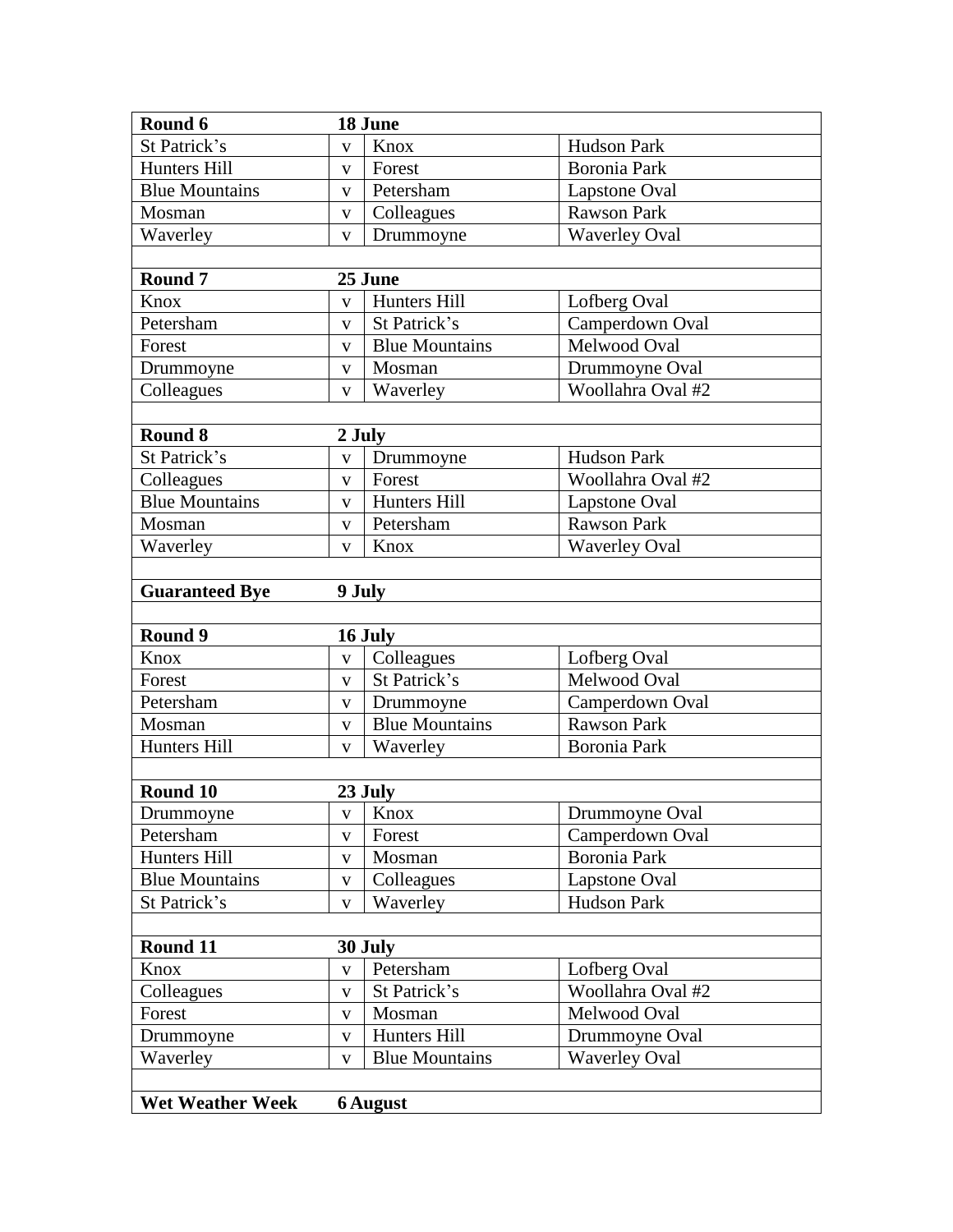| **Round 6** | **18 June** | | |
|---|---|---|---|
| St Patrick's | v | Knox | Hudson Park |
| Hunters Hill | v | Forest | Boronia Park |
| Blue Mountains | v | Petersham | Lapstone Oval |
| Mosman | v | Colleagues | Rawson Park |
| Waverley | v | Drummoyne | Waverley Oval |
| | | | |
| **Round 7** | **25 June** | | |
| Knox | v | Hunters Hill | Lofberg Oval |
| Petersham | v | St Patrick's | Camperdown Oval |
| Forest | v | Blue Mountains | Melwood Oval |
| Drummoyne | v | Mosman | Drummoyne Oval |
| Colleagues | v | Waverley | Woollahra Oval #2 |
| | | | |
| **Round 8** | **2 July** | | |
| St Patrick's | v | Drummoyne | Hudson Park |
| Colleagues | v | Forest | Woollahra Oval #2 |
| Blue Mountains | v | Hunters Hill | Lapstone Oval |
| Mosman | v | Petersham | Rawson Park |
| Waverley | v | Knox | Waverley Oval |
| | | | |
| **Guaranteed Bye** | **9 July** | | |
| | | | |
| **Round 9** | **16 July** | | |
| Knox | v | Colleagues | Lofberg Oval |
| Forest | v | St Patrick's | Melwood Oval |
| Petersham | v | Drummoyne | Camperdown Oval |
| Mosman | v | Blue Mountains | Rawson Park |
| Hunters Hill | v | Waverley | Boronia Park |
| | | | |
| **Round 10** | **23 July** | | |
| Drummoyne | v | Knox | Drummoyne Oval |
| Petersham | v | Forest | Camperdown Oval |
| Hunters Hill | v | Mosman | Boronia Park |
| Blue Mountains | v | Colleagues | Lapstone Oval |
| St Patrick's | v | Waverley | Hudson Park |
| | | | |
| **Round 11** | **30 July** | | |
| Knox | v | Petersham | Lofberg Oval |
| Colleagues | v | St Patrick's | Woollahra Oval #2 |
| Forest | v | Mosman | Melwood Oval |
| Drummoyne | v | Hunters Hill | Drummoyne Oval |
| Waverley | v | Blue Mountains | Waverley Oval |
| | | | |
| **Wet Weather Week** | **6 August** | | |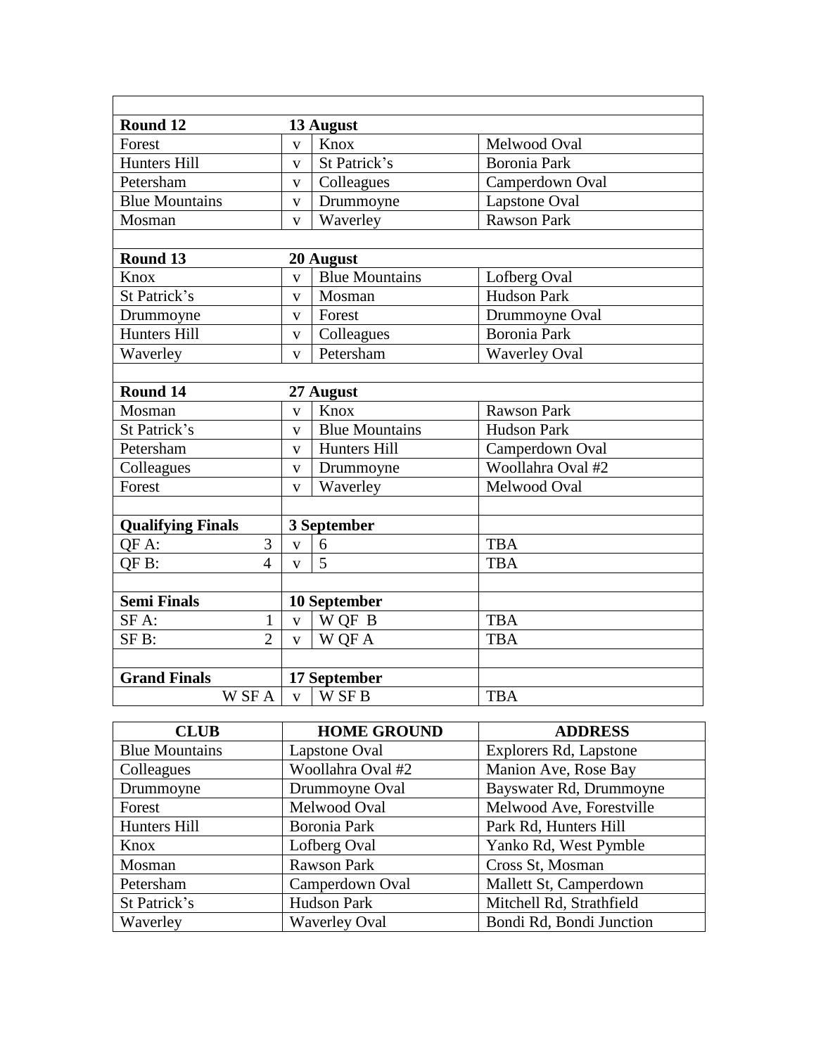| | | | |
|---|---|---|---|
| **Round 12** | | **13 August** | |
| Forest | v | Knox | Melwood Oval |
| Hunters Hill | v | St Patrick's | Boronia Park |
| Petersham | v | Colleagues | Camperdown Oval |
| Blue Mountains | v | Drummoyne | Lapstone Oval |
| Mosman | v | Waverley | Rawson Park |
| | | | |
| **Round 13** | | **20 August** | |
| Knox | v | Blue Mountains | Lofberg Oval |
| St Patrick's | v | Mosman | Hudson Park |
| Drummoyne | v | Forest | Drummoyne Oval |
| Hunters Hill | v | Colleagues | Boronia Park |
| Waverley | v | Petersham | Waverley Oval |
| | | | |
| **Round 14** | | **27 August** | |
| Mosman | v | Knox | Rawson Park |
| St Patrick's | v | Blue Mountains | Hudson Park |
| Petersham | v | Hunters Hill | Camperdown Oval |
| Colleagues | v | Drummoyne | Woollahra Oval #2 |
| Forest | v | Waverley | Melwood Oval |
| | | | |
| **Qualifying Finals** | | **3 September** | |
| QF A: 3 | v | 6 | TBA |
| QF B: 4 | v | 5 | TBA |
| | | | |
| **Semi Finals** | | **10 September** | |
| SF A: 1 | v | W QF B | TBA |
| SF B: 2 | v | W QF A | TBA |
| | | | |
| **Grand Finals** | | **17 September** | |
| W SF A | v | W SF B | TBA |

| CLUB | HOME GROUND | ADDRESS |
|---|---|---|
| Blue Mountains | Lapstone Oval | Explorers Rd, Lapstone |
| Colleagues | Woollahra Oval #2 | Manion Ave, Rose Bay |
| Drummoyne | Drummoyne Oval | Bayswater Rd, Drummoyne |
| Forest | Melwood Oval | Melwood Ave, Forestville |
| Hunters Hill | Boronia Park | Park Rd, Hunters Hill |
| Knox | Lofberg Oval | Yanko Rd, West Pymble |
| Mosman | Rawson Park | Cross St, Mosman |
| Petersham | Camperdown Oval | Mallett St, Camperdown |
| St Patrick's | Hudson Park | Mitchell Rd, Strathfield |
| Waverley | Waverley Oval | Bondi Rd, Bondi Junction |